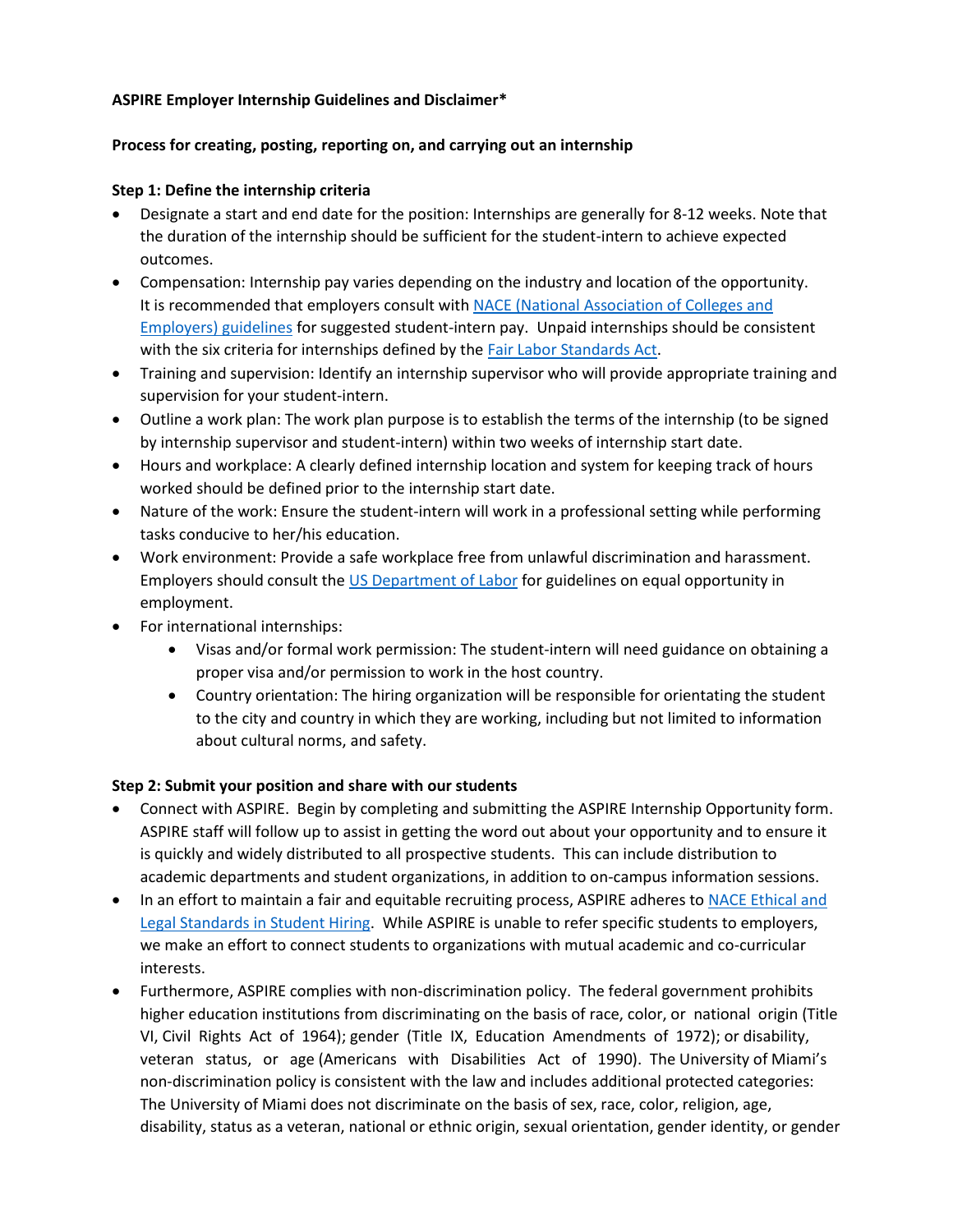**ASPIRE Employer Internship Guidelines and Disclaimer***

**Process for creating, posting, reporting on, and carrying out an internship**

**Step 1: Define the internship criteria**

- Designate a start and end date for the position: Internships are generally for 8-12 weeks. Note that the duration of the internship should be sufficient for the student-intern to achieve expected outcomes.
- Compensation: Internship pay varies depending on the industry and location of the opportunity. It is recommended that employers consult with NACE (National Association of Colleges and Employers) guidelines for suggested student-intern pay. Unpaid internships should be consistent with the six criteria for internships defined by the Fair Labor Standards Act.
- Training and supervision: Identify an internship supervisor who will provide appropriate training and supervision for your student-intern.
- Outline a work plan: The work plan purpose is to establish the terms of the internship (to be signed by internship supervisor and student-intern) within two weeks of internship start date.
- Hours and workplace: A clearly defined internship location and system for keeping track of hours worked should be defined prior to the internship start date.
- Nature of the work: Ensure the student-intern will work in a professional setting while performing tasks conducive to her/his education.
- Work environment: Provide a safe workplace free from unlawful discrimination and harassment. Employers should consult the US Department of Labor for guidelines on equal opportunity in employment.
- For international internships:
    - Visas and/or formal work permission: The student-intern will need guidance on obtaining a proper visa and/or permission to work in the host country.
    - Country orientation: The hiring organization will be responsible for orientating the student to the city and country in which they are working, including but not limited to information about cultural norms, and safety.

**Step 2: Submit your position and share with our students**

- Connect with ASPIRE. Begin by completing and submitting the ASPIRE Internship Opportunity form. ASPIRE staff will follow up to assist in getting the word out about your opportunity and to ensure it is quickly and widely distributed to all prospective students. This can include distribution to academic departments and student organizations, in addition to on-campus information sessions.
- In an effort to maintain a fair and equitable recruiting process, ASPIRE adheres to NACE Ethical and Legal Standards in Student Hiring. While ASPIRE is unable to refer specific students to employers, we make an effort to connect students to organizations with mutual academic and co-curricular interests.
- Furthermore, ASPIRE complies with non-discrimination policy. The federal government prohibits higher education institutions from discriminating on the basis of race, color, or national origin (Title VI, Civil Rights Act of 1964); gender (Title IX, Education Amendments of 1972); or disability, veteran status, or age (Americans with Disabilities Act of 1990). The University of Miami's non-discrimination policy is consistent with the law and includes additional protected categories: The University of Miami does not discriminate on the basis of sex, race, color, religion, age, disability, status as a veteran, national or ethnic origin, sexual orientation, gender identity, or gender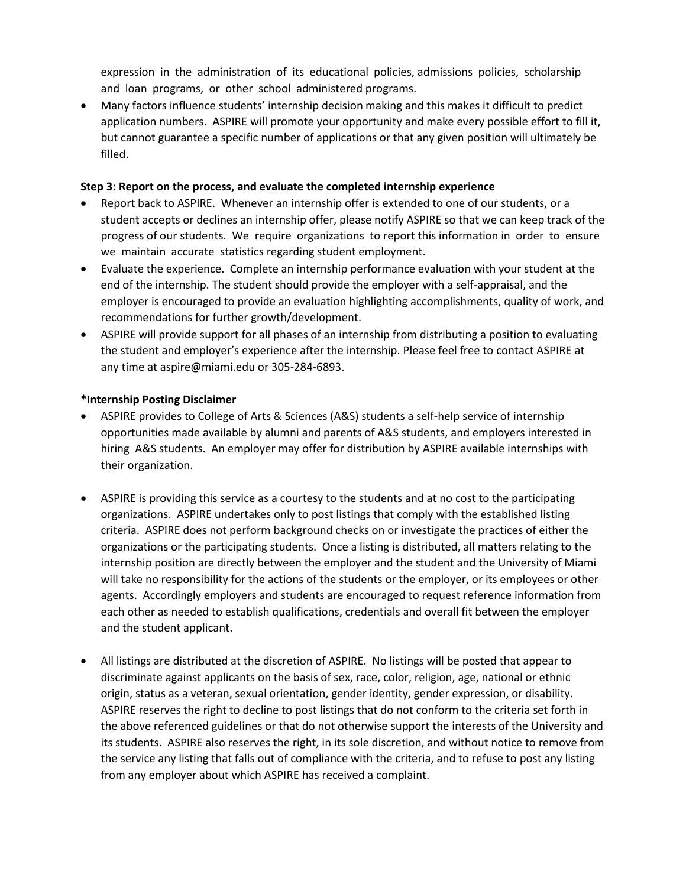expression in the administration of its educational policies, admissions policies, scholarship and loan programs, or other school administered programs.

- Many factors influence students' internship decision making and this makes it difficult to predict application numbers. ASPIRE will promote your opportunity and make every possible effort to fill it, but cannot guarantee a specific number of applications or that any given position will ultimately be filled.

**Step 3: Report on the process, and evaluate the completed internship experience**

- Report back to ASPIRE. Whenever an internship offer is extended to one of our students, or a student accepts or declines an internship offer, please notify ASPIRE so that we can keep track of the progress of our students. We require organizations to report this information in order to ensure we maintain accurate statistics regarding student employment.
- Evaluate the experience. Complete an internship performance evaluation with your student at the end of the internship. The student should provide the employer with a self-appraisal, and the employer is encouraged to provide an evaluation highlighting accomplishments, quality of work, and recommendations for further growth/development.
- ASPIRE will provide support for all phases of an internship from distributing a position to evaluating the student and employer's experience after the internship. Please feel free to contact ASPIRE at any time at aspire@miami.edu or 305-284-6893.

**\*Internship Posting Disclaimer**

- ASPIRE provides to College of Arts & Sciences (A&S) students a self-help service of internship opportunities made available by alumni and parents of A&S students, and employers interested in hiring A&S students. An employer may offer for distribution by ASPIRE available internships with their organization.

- ASPIRE is providing this service as a courtesy to the students and at no cost to the participating organizations. ASPIRE undertakes only to post listings that comply with the established listing criteria. ASPIRE does not perform background checks on or investigate the practices of either the organizations or the participating students. Once a listing is distributed, all matters relating to the internship position are directly between the employer and the student and the University of Miami will take no responsibility for the actions of the students or the employer, or its employees or other agents. Accordingly employers and students are encouraged to request reference information from each other as needed to establish qualifications, credentials and overall fit between the employer and the student applicant.

- All listings are distributed at the discretion of ASPIRE. No listings will be posted that appear to discriminate against applicants on the basis of sex, race, color, religion, age, national or ethnic origin, status as a veteran, sexual orientation, gender identity, gender expression, or disability. ASPIRE reserves the right to decline to post listings that do not conform to the criteria set forth in the above referenced guidelines or that do not otherwise support the interests of the University and its students. ASPIRE also reserves the right, in its sole discretion, and without notice to remove from the service any listing that falls out of compliance with the criteria, and to refuse to post any listing from any employer about which ASPIRE has received a complaint.